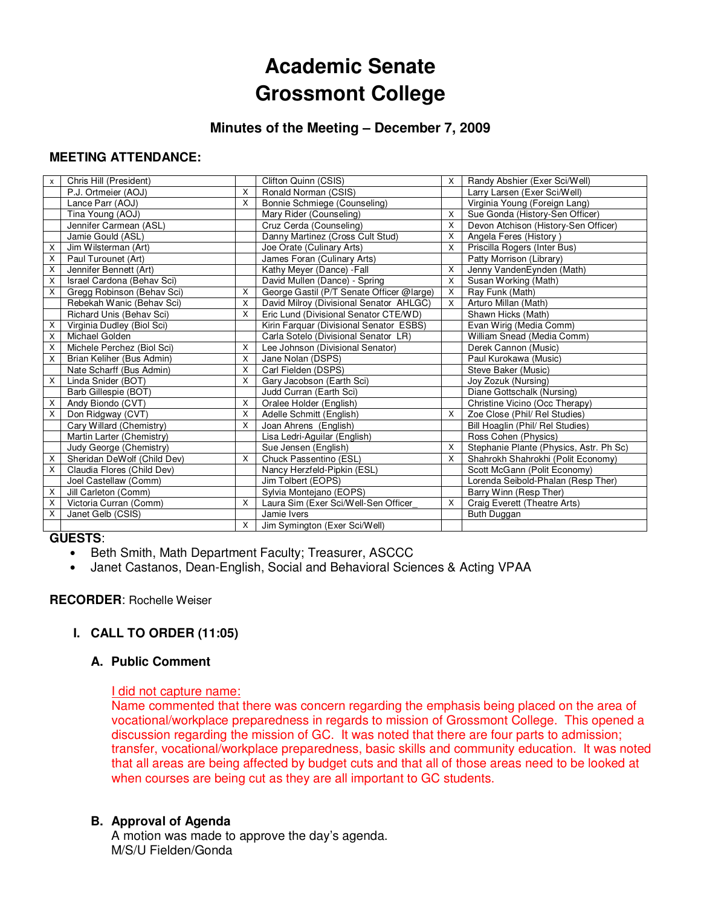# Academic Senate
# Grossmont College

## Minutes of the Meeting – December 7, 2009

### MEETING ATTENDANCE:

| | | | | | |
|---|---|---|---|---|---|
| x | Chris Hill (President) | | Clifton Quinn (CSIS) | X | Randy Abshier (Exer Sci/Well) |
| | P.J. Ortmeier (AOJ) | X | Ronald Norman (CSIS) | | Larry Larsen (Exer Sci/Well) |
| | Lance Parr (AOJ) | X | Bonnie Schmiege (Counseling) | | Virginia Young (Foreign Lang) |
| | Tina Young (AOJ) | | Mary Rider (Counseling) | X | Sue Gonda (History-Sen Officer) |
| | Jennifer Carmean (ASL) | | Cruz Cerda (Counseling) | X | Devon Atchison (History-Sen Officer) |
| | Jamie Gould (ASL) | | Danny Martinez (Cross Cult Stud) | X | Angela Feres (History ) |
| X | Jim Wilsterman (Art) | | Joe Orate (Culinary Arts) | X | Priscilla Rogers (Inter Bus) |
| X | Paul Turounet (Art) | | James Foran (Culinary Arts) | | Patty Morrison (Library) |
| X | Jennifer Bennett (Art) | | Kathy Meyer (Dance) -Fall | X | Jenny VandenEynden (Math) |
| X | Israel Cardona (Behav Sci) | | David Mullen (Dance) - Spring | X | Susan Working (Math) |
| X | Gregg Robinson (Behav Sci) | X | George Gastil (P/T Senate Officer @large) | X | Ray Funk (Math) |
| | Rebekah Wanic (Behav Sci) | X | David Milroy (Divisional Senator AHLGC) | X | Arturo Millan (Math) |
| | Richard Unis (Behav Sci) | X | Eric Lund (Divisional Senator CTE/WD) | | Shawn Hicks (Math) |
| X | Virginia Dudley (Biol Sci) | | Kirin Farquar (Divisional Senator ESBS) | | Evan Wirig (Media Comm) |
| X | Michael Golden | | Carla Sotelo (Divisional Senator LR) | | William Snead (Media Comm) |
| X | Michele Perchez (Biol Sci) | X | Lee Johnson (Divisional Senator) | | Derek Cannon (Music) |
| X | Brian Keliher (Bus Admin) | X | Jane Nolan (DSPS) | | Paul Kurokawa (Music) |
| | Nate Scharff (Bus Admin) | X | Carl Fielden (DSPS) | | Steve Baker (Music) |
| X | Linda Snider (BOT) | X | Gary Jacobson (Earth Sci) | | Joy Zozuk (Nursing) |
| | Barb Gillespie (BOT) | | Judd Curran (Earth Sci) | | Diane Gottschalk (Nursing) |
| X | Andy Biondo (CVT) | X | Oralee Holder (English) | | Christine Vicino (Occ Therapy) |
| X | Don Ridgway (CVT) | X | Adelle Schmitt (English) | X | Zoe Close (Phil/ Rel Studies) |
| | Cary Willard (Chemistry) | X | Joan Ahrens (English) | | Bill Hoaglin (Phil/ Rel Studies) |
| | Martin Larter (Chemistry) | | Lisa Ledri-Aguilar (English) | | Ross Cohen (Physics) |
| | Judy George (Chemistry) | | Sue Jensen (English) | X | Stephanie Plante (Physics, Astr. Ph Sc) |
| X | Sheridan DeWolf (Child Dev) | X | Chuck Passentino (ESL) | X | Shahrokh Shahrokhi (Polit Economy) |
| X | Claudia Flores (Child Dev) | | Nancy Herzfeld-Pipkin (ESL) | | Scott McGann (Polit Economy) |
| | Joel Castellaw (Comm) | | Jim Tolbert (EOPS) | | Lorenda Seibold-Phalan (Resp Ther) |
| X | Jill Carleton (Comm) | | Sylvia Montejano (EOPS) | | Barry Winn (Resp Ther) |
| X | Victoria Curran (Comm) | X | Laura Sim (Exer Sci/Well-Sen Officer_ | X | Craig Everett (Theatre Arts) |
| X | Janet Gelb (CSIS) | | Jamie Ivers | | Buth Duggan |
| | | X | Jim Symington (Exer Sci/Well) | | |

**GUESTS**:

- Beth Smith, Math Department Faculty; Treasurer, ASCCC
- Janet Castanos, Dean-English, Social and Behavioral Sciences & Acting VPAA

**RECORDER**: Rochelle Weiser

## I. CALL TO ORDER (11:05)

### A. Public Comment

I did not capture name:
Name commented that there was concern regarding the emphasis being placed on the area of vocational/workplace preparedness in regards to mission of Grossmont College. This opened a discussion regarding the mission of GC. It was noted that there are four parts to admission; transfer, vocational/workplace preparedness, basic skills and community education. It was noted that all areas are being affected by budget cuts and that all of those areas need to be looked at when courses are being cut as they are all important to GC students.

### B. Approval of Agenda

A motion was made to approve the day's agenda.
M/S/U Fielden/Gonda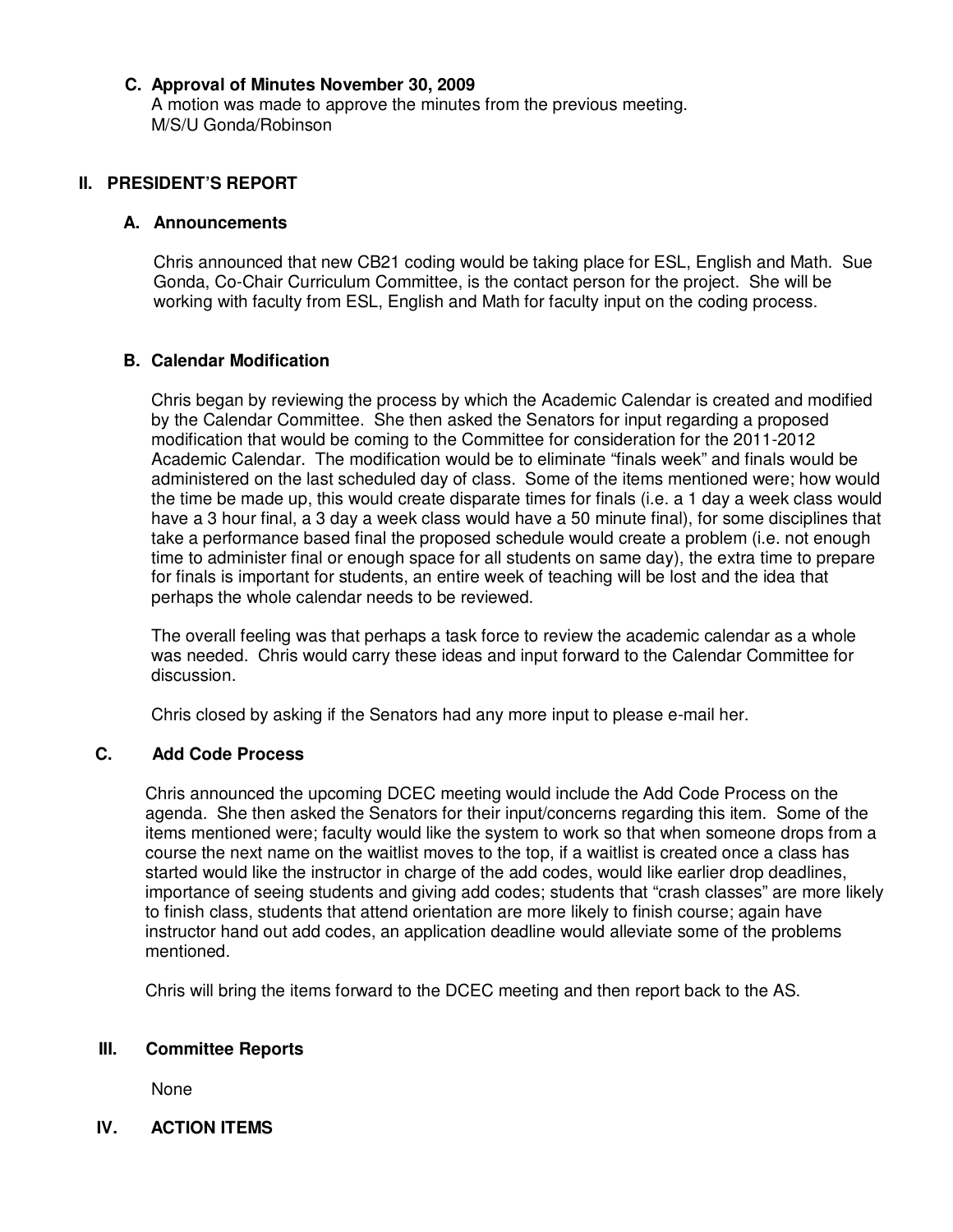### C. Approval of Minutes November 30, 2009

A motion was made to approve the minutes from the previous meeting.
M/S/U Gonda/Robinson

## II. PRESIDENT'S REPORT

### A. Announcements

Chris announced that new CB21 coding would be taking place for ESL, English and Math. Sue Gonda, Co-Chair Curriculum Committee, is the contact person for the project. She will be working with faculty from ESL, English and Math for faculty input on the coding process.

### B. Calendar Modification

Chris began by reviewing the process by which the Academic Calendar is created and modified by the Calendar Committee. She then asked the Senators for input regarding a proposed modification that would be coming to the Committee for consideration for the 2011-2012 Academic Calendar. The modification would be to eliminate "finals week" and finals would be administered on the last scheduled day of class. Some of the items mentioned were; how would the time be made up, this would create disparate times for finals (i.e. a 1 day a week class would have a 3 hour final, a 3 day a week class would have a 50 minute final), for some disciplines that take a performance based final the proposed schedule would create a problem (i.e. not enough time to administer final or enough space for all students on same day), the extra time to prepare for finals is important for students, an entire week of teaching will be lost and the idea that perhaps the whole calendar needs to be reviewed.

The overall feeling was that perhaps a task force to review the academic calendar as a whole was needed. Chris would carry these ideas and input forward to the Calendar Committee for discussion.

Chris closed by asking if the Senators had any more input to please e-mail her.

### C. Add Code Process

Chris announced the upcoming DCEC meeting would include the Add Code Process on the agenda. She then asked the Senators for their input/concerns regarding this item. Some of the items mentioned were; faculty would like the system to work so that when someone drops from a course the next name on the waitlist moves to the top, if a waitlist is created once a class has started would like the instructor in charge of the add codes, would like earlier drop deadlines, importance of seeing students and giving add codes; students that "crash classes" are more likely to finish class, students that attend orientation are more likely to finish course; again have instructor hand out add codes, an application deadline would alleviate some of the problems mentioned.

Chris will bring the items forward to the DCEC meeting and then report back to the AS.

## III. Committee Reports

None

## IV. ACTION ITEMS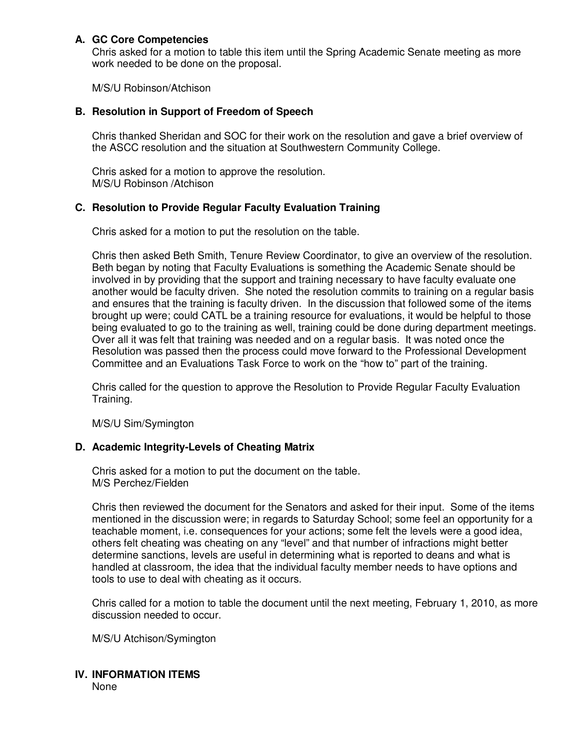### A. GC Core Competencies

Chris asked for a motion to table this item until the Spring Academic Senate meeting as more work needed to be done on the proposal.

M/S/U Robinson/Atchison

### B. Resolution in Support of Freedom of Speech

Chris thanked Sheridan and SOC for their work on the resolution and gave a brief overview of the ASCC resolution and the situation at Southwestern Community College.

Chris asked for a motion to approve the resolution.
M/S/U Robinson /Atchison

### C. Resolution to Provide Regular Faculty Evaluation Training

Chris asked for a motion to put the resolution on the table.

Chris then asked Beth Smith, Tenure Review Coordinator, to give an overview of the resolution. Beth began by noting that Faculty Evaluations is something the Academic Senate should be involved in by providing that the support and training necessary to have faculty evaluate one another would be faculty driven. She noted the resolution commits to training on a regular basis and ensures that the training is faculty driven. In the discussion that followed some of the items brought up were; could CATL be a training resource for evaluations, it would be helpful to those being evaluated to go to the training as well, training could be done during department meetings. Over all it was felt that training was needed and on a regular basis. It was noted once the Resolution was passed then the process could move forward to the Professional Development Committee and an Evaluations Task Force to work on the "how to" part of the training.

Chris called for the question to approve the Resolution to Provide Regular Faculty Evaluation Training.

M/S/U Sim/Symington

### D. Academic Integrity-Levels of Cheating Matrix

Chris asked for a motion to put the document on the table.
M/S Perchez/Fielden

Chris then reviewed the document for the Senators and asked for their input. Some of the items mentioned in the discussion were; in regards to Saturday School; some feel an opportunity for a teachable moment, i.e. consequences for your actions; some felt the levels were a good idea, others felt cheating was cheating on any "level" and that number of infractions might better determine sanctions, levels are useful in determining what is reported to deans and what is handled at classroom, the idea that the individual faculty member needs to have options and tools to use to deal with cheating as it occurs.

Chris called for a motion to table the document until the next meeting, February 1, 2010, as more discussion needed to occur.

M/S/U Atchison/Symington

## IV. INFORMATION ITEMS

None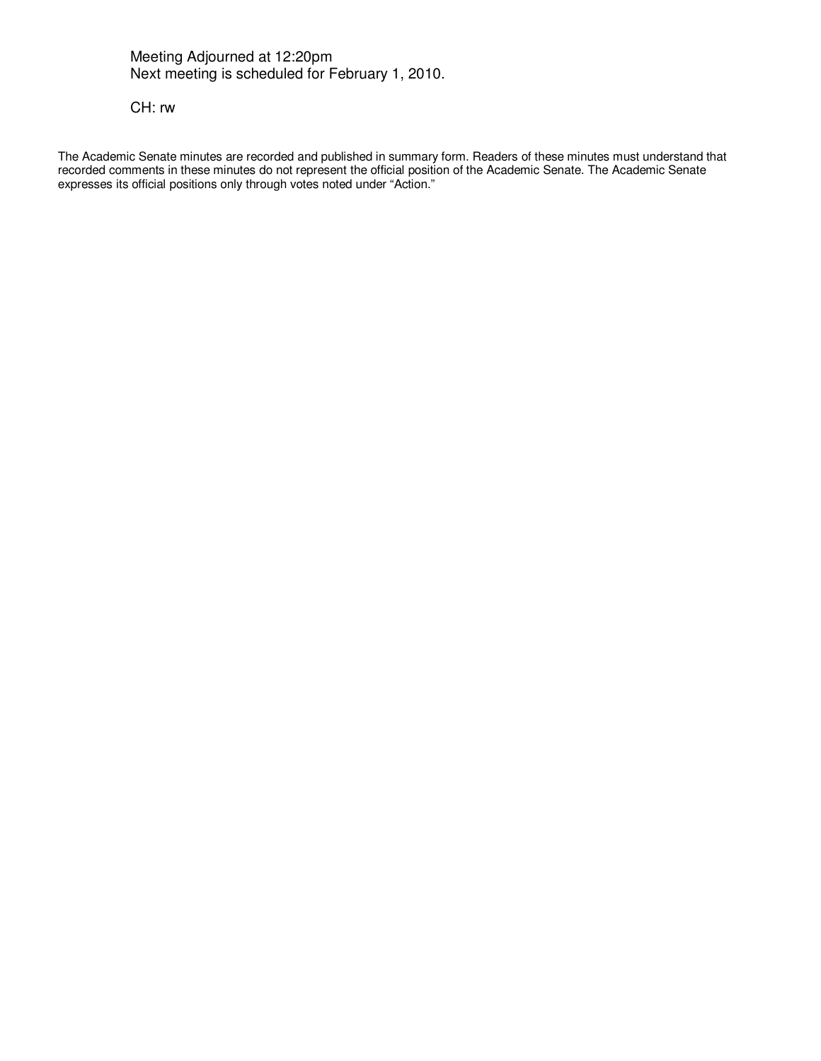Meeting Adjourned at 12:20pm
Next meeting is scheduled for February 1, 2010.

CH: rw

The Academic Senate minutes are recorded and published in summary form. Readers of these minutes must understand that recorded comments in these minutes do not represent the official position of the Academic Senate. The Academic Senate expresses its official positions only through votes noted under "Action."